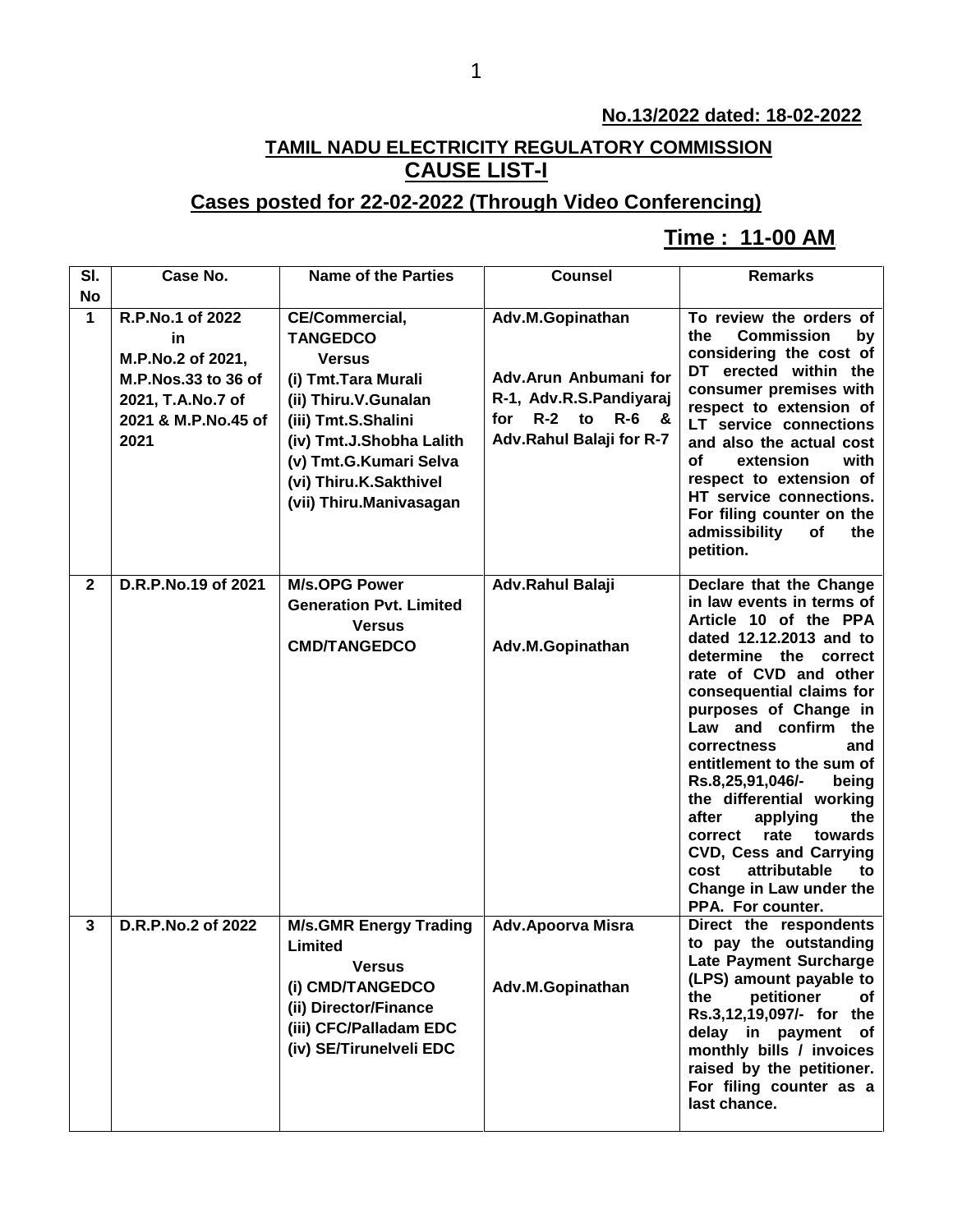**No.13/2022 dated: 18-02-2022**

# TAMIL NADU ELECTRICITY REGULATORY COMMISSION

## CAUSE LIST-I

## Cases posted for 22-02-2022 (Through Video Conferencing)

## Time : 11-00 AM

| Sl. No | Case No. | Name of the Parties | Counsel | Remarks |
|---|---|---|---|---|
| 1 | R.P.No.1 of 2022 in M.P.No.2 of 2021, M.P.Nos.33 to 36 of 2021, T.A.No.7 of 2021 & M.P.No.45 of 2021 | CE/Commercial, TANGEDCO Versus (i) Tmt.Tara Murali (ii) Thiru.V.Gunalan (iii) Tmt.S.Shalini (iv) Tmt.J.Shobha Lalith (v) Tmt.G.Kumari Selva (vi) Thiru.K.Sakthivel (vii) Thiru.Manivasagan | Adv.M.Gopinathan<br><br>Adv.Arun Anbumani for R-1, Adv.R.S.Pandiyaraj for R-2 to R-6 & Adv.Rahul Balaji for R-7 | To review the orders of the Commission by considering the cost of DT erected within the consumer premises with respect to extension of LT service connections and also the actual cost of extension with respect to extension of HT service connections. For filing counter on the admissibility of the petition. |
| 2 | D.R.P.No.19 of 2021 | M/s.OPG Power Generation Pvt. Limited Versus CMD/TANGEDCO | Adv.Rahul Balaji<br><br>Adv.M.Gopinathan | Declare that the Change in law events in terms of Article 10 of the PPA dated 12.12.2013 and to determine the correct rate of CVD and other consequential claims for purposes of Change in Law and confirm the correctness and entitlement to the sum of Rs.8,25,91,046/- being the differential working after applying the correct rate towards CVD, Cess and Carrying cost attributable to Change in Law under the PPA. For counter. |
| 3 | D.R.P.No.2 of 2022 | M/s.GMR Energy Trading Limited Versus (i) CMD/TANGEDCO (ii) Director/Finance (iii) CFC/Palladam EDC (iv) SE/Tirunelveli EDC | Adv.Apoorva Misra<br><br>Adv.M.Gopinathan | Direct the respondents to pay the outstanding Late Payment Surcharge (LPS) amount payable to the petitioner of Rs.3,12,19,097/- for the delay in payment of monthly bills / invoices raised by the petitioner. For filing counter as a last chance. |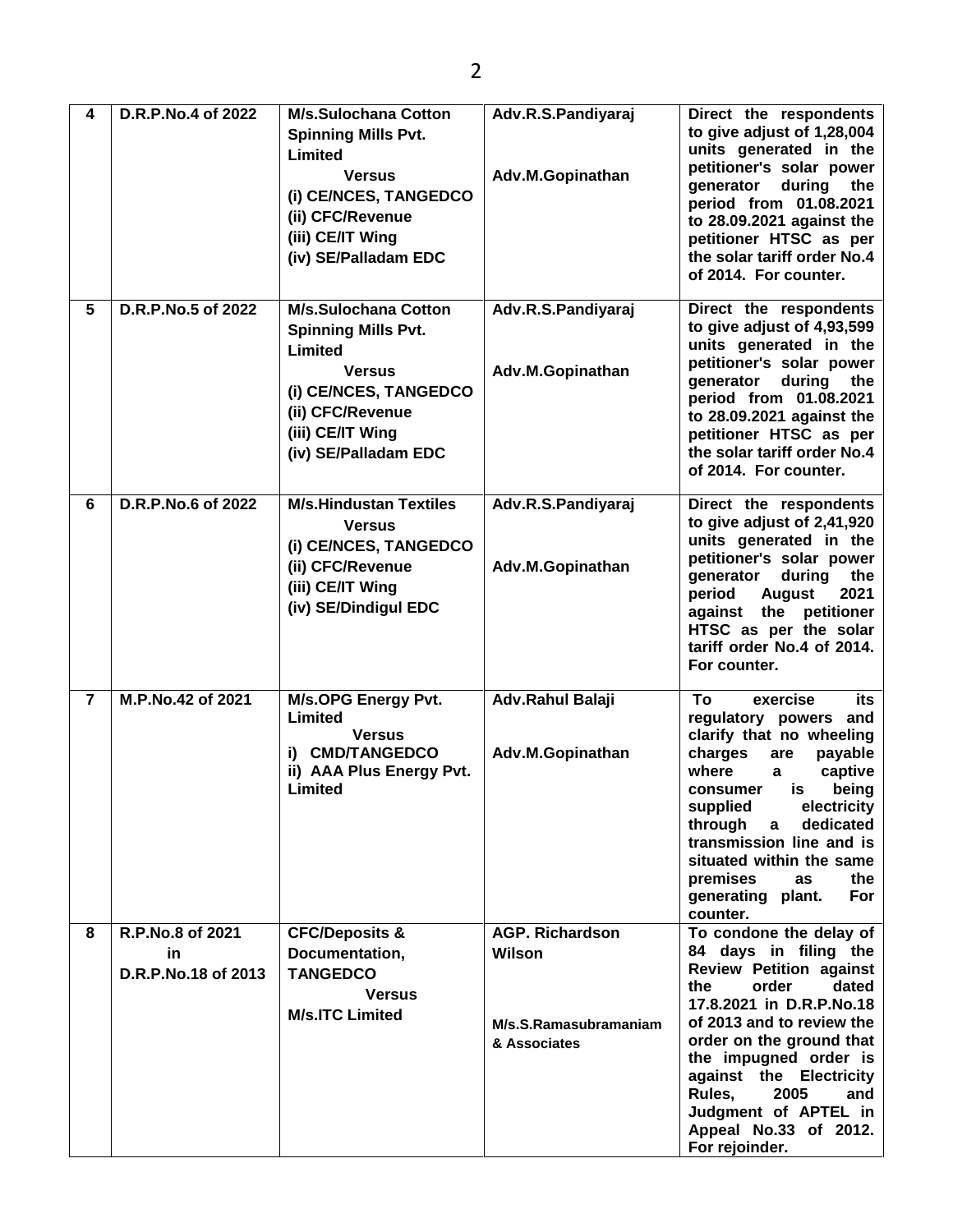| 4 | D.R.P.No.4 of 2022 | M/s.Sulochana Cotton Spinning Mills Pvt. Limited<br>Versus<br>(i) CE/NCES, TANGEDCO<br>(ii) CFC/Revenue<br>(iii) CE/IT Wing<br>(iv) SE/Palladam EDC | Adv.R.S.Pandiyaraj<br><br>Adv.M.Gopinathan | Direct the respondents to give adjust of 1,28,004 units generated in the petitioner's solar power generator during the period from 01.08.2021 to 28.09.2021 against the petitioner HTSC as per the solar tariff order No.4 of 2014. For counter. |
|---|---|---|---|---|
| 5 | D.R.P.No.5 of 2022 | M/s.Sulochana Cotton Spinning Mills Pvt. Limited<br>Versus<br>(i) CE/NCES, TANGEDCO<br>(ii) CFC/Revenue<br>(iii) CE/IT Wing<br>(iv) SE/Palladam EDC | Adv.R.S.Pandiyaraj<br><br>Adv.M.Gopinathan | Direct the respondents to give adjust of 4,93,599 units generated in the petitioner's solar power generator during the period from 01.08.2021 to 28.09.2021 against the petitioner HTSC as per the solar tariff order No.4 of 2014. For counter. |
| 6 | D.R.P.No.6 of 2022 | M/s.Hindustan Textiles<br>Versus<br>(i) CE/NCES, TANGEDCO<br>(ii) CFC/Revenue<br>(iii) CE/IT Wing<br>(iv) SE/Dindigul EDC | Adv.R.S.Pandiyaraj<br><br>Adv.M.Gopinathan | Direct the respondents to give adjust of 2,41,920 units generated in the petitioner's solar power generator during the period August 2021 against the petitioner HTSC as per the solar tariff order No.4 of 2014. For counter. |
| 7 | M.P.No.42 of 2021 | M/s.OPG Energy Pvt. Limited<br>Versus<br>i) CMD/TANGEDCO<br>ii) AAA Plus Energy Pvt. Limited | Adv.Rahul Balaji<br><br>Adv.M.Gopinathan | To exercise its regulatory powers and clarify that no wheeling charges are payable where a captive consumer is being supplied electricity through a dedicated transmission line and is situated within the same premises as the generating plant. For counter. |
| 8 | R.P.No.8 of 2021 in D.R.P.No.18 of 2013 | CFC/Deposits & Documentation, TANGEDCO<br>Versus<br>M/s.ITC Limited | AGP. Richardson Wilson<br><br>M/s.S.Ramasubramaniam & Associates | To condone the delay of 84 days in filing the Review Petition against the order dated 17.8.2021 in D.R.P.No.18 of 2013 and to review the order on the ground that the impugned order is against the Electricity Rules, 2005 and Judgment of APTEL in Appeal No.33 of 2012. For rejoinder. |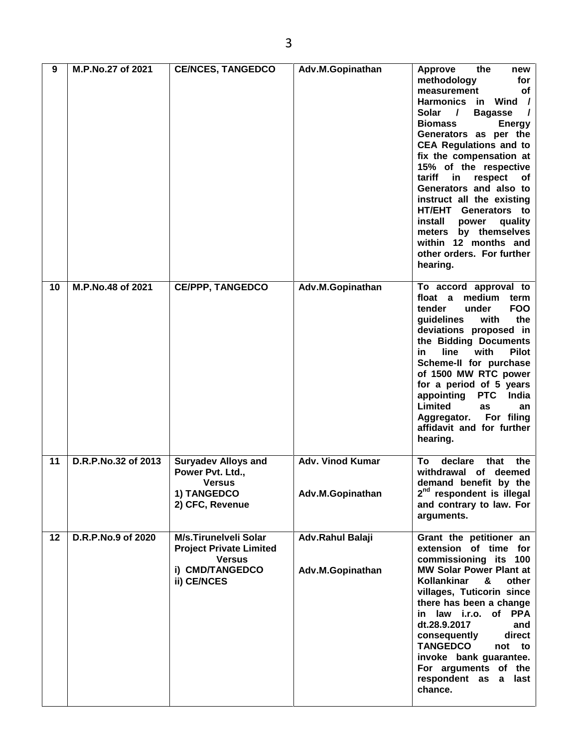| 9 | M.P.No.27 of 2021 | CE/NCES, TANGEDCO | Adv.M.Gopinathan | Approve the new methodology for measurement of Harmonics in Wind / Solar / Bagasse / Biomass Energy Generators as per the CEA Regulations and to fix the compensation at 15% of the respective tariff in respect of Generators and also to instruct all the existing HT/EHT Generators to install power quality meters by themselves within 12 months and other orders. For further hearing. |
|---|---|---|---|---|
| 10 | M.P.No.48 of 2021 | CE/PPP, TANGEDCO | Adv.M.Gopinathan | To accord approval to float a medium term tender under FOO guidelines with the deviations proposed in the Bidding Documents in line with Pilot Scheme-II for purchase of 1500 MW RTC power for a period of 5 years appointing PTC India Limited as an Aggregator. For filing affidavit and for further hearing. |
| 11 | D.R.P.No.32 of 2013 | Suryadev Alloys and Power Pvt. Ltd., Versus 1) TANGEDCO 2) CFC, Revenue | Adv. Vinod Kumar<br><br>Adv.M.Gopinathan | To declare that the withdrawal of deemed demand benefit by the 2nd respondent is illegal and contrary to law. For arguments. |
| 12 | D.R.P.No.9 of 2020 | M/s.Tirunelveli Solar Project Private Limited Versus i) CMD/TANGEDCO ii) CE/NCES | Adv.Rahul Balaji<br><br>Adv.M.Gopinathan | Grant the petitioner an extension of time for commissioning its 100 MW Solar Power Plant at Kollankinar & other villages, Tuticorin since there has been a change in law i.r.o. of PPA dt.28.9.2017 and consequently direct TANGEDCO not to invoke bank guarantee. For arguments of the respondent as a last chance. |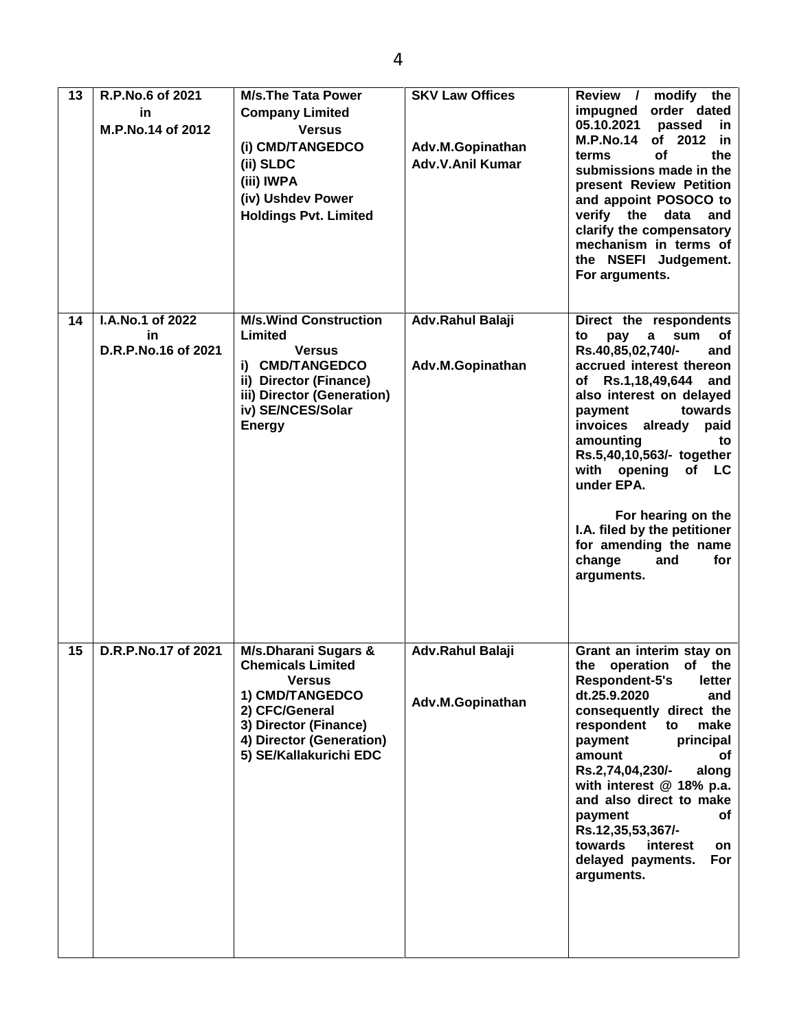| 13 | **R.P.No.6 of 2021 in M.P.No.14 of 2012** | **M/s.The Tata Power Company Limited Versus (i) CMD/TANGEDCO (ii) SLDC (iii) IWPA (iv) Ushdev Power Holdings Pvt. Limited** | **SKV Law Offices**<br><br>**Adv.M.Gopinathan**<br>**Adv.V.Anil Kumar** | **Review / modify the impugned order dated 05.10.2021 passed in M.P.No.14 of 2012 in terms of the submissions made in the present Review Petition and appoint POSOCO to verify the data and clarify the compensatory mechanism in terms of the NSEFI Judgement. For arguments.** |
|---|---|---|---|---|
| 14 | **I.A.No.1 of 2022 in D.R.P.No.16 of 2021** | **M/s.Wind Construction Limited Versus i) CMD/TANGEDCO ii) Director (Finance) iii) Director (Generation) iv) SE/NCES/Solar Energy** | **Adv.Rahul Balaji**<br><br>**Adv.M.Gopinathan** | **Direct the respondents to pay a sum of Rs.40,85,02,740/- and accrued interest thereon of Rs.1,18,49,644 and also interest on delayed payment towards invoices already paid amounting to Rs.5,40,10,563/- together with opening of LC under EPA.**<br><br>**For hearing on the I.A. filed by the petitioner for amending the name change and for arguments.** |
| 15 | **D.R.P.No.17 of 2021** | **M/s.Dharani Sugars & Chemicals Limited Versus 1) CMD/TANGEDCO 2) CFC/General 3) Director (Finance) 4) Director (Generation) 5) SE/Kallakurichi EDC** | **Adv.Rahul Balaji**<br><br>**Adv.M.Gopinathan** | **Grant an interim stay on the operation of the Respondent-5's letter dt.25.9.2020 and consequently direct the respondent to make payment principal amount of Rs.2,74,04,230/- along with interest @ 18% p.a. and also direct to make payment of Rs.12,35,53,367/- towards interest on delayed payments. For arguments.** |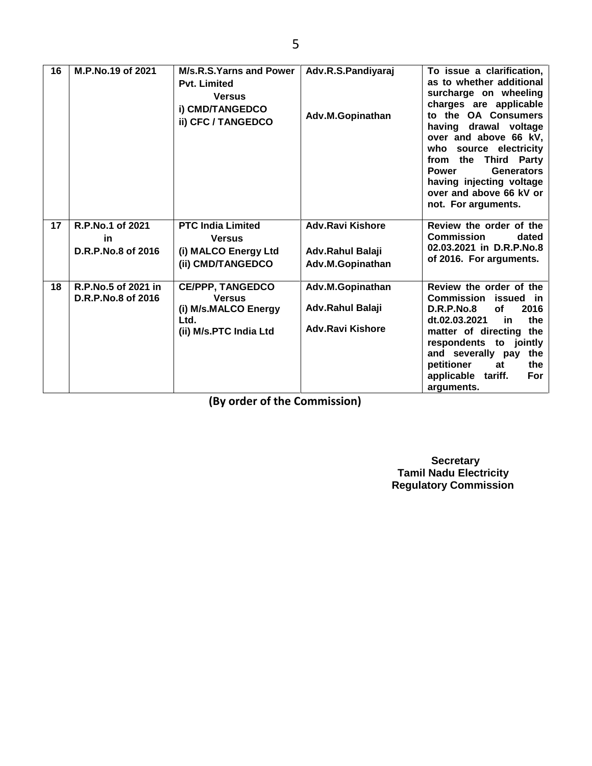| 16 | M.P.No.19 of 2021 | M/s.R.S.Yarns and Power Pvt. Limited<br>Versus<br>i) CMD/TANGEDCO<br>ii) CFC / TANGEDCO | Adv.R.S.Pandiyaraj<br><br>Adv.M.Gopinathan | To issue a clarification, as to whether additional surcharge on wheeling charges are applicable to the OA Consumers having drawal voltage over and above 66 kV, who source electricity from the Third Party Power Generators having injecting voltage over and above 66 kV or not. For arguments. |
|---|---|---|---|---|
| 17 | R.P.No.1 of 2021<br>in<br>D.R.P.No.8 of 2016 | PTC India Limited<br>Versus<br>(i) MALCO Energy Ltd<br>(ii) CMD/TANGEDCO | Adv.Ravi Kishore<br><br>Adv.Rahul Balaji<br>Adv.M.Gopinathan | Review the order of the Commission dated 02.03.2021 in D.R.P.No.8 of 2016. For arguments. |
| 18 | R.P.No.5 of 2021 in D.R.P.No.8 of 2016 | CE/PPP, TANGEDCO<br>Versus<br>(i) M/s.MALCO Energy Ltd.<br>(ii) M/s.PTC India Ltd | Adv.M.Gopinathan<br><br>Adv.Rahul Balaji<br><br>Adv.Ravi Kishore | Review the order of the Commission issued in D.R.P.No.8 of 2016 dt.02.03.2021 in the matter of directing the respondents to jointly and severally pay the petitioner at the applicable tariff. For arguments. |

**(By order of the Commission)**

**Secretary**
**Tamil Nadu Electricity Regulatory Commission**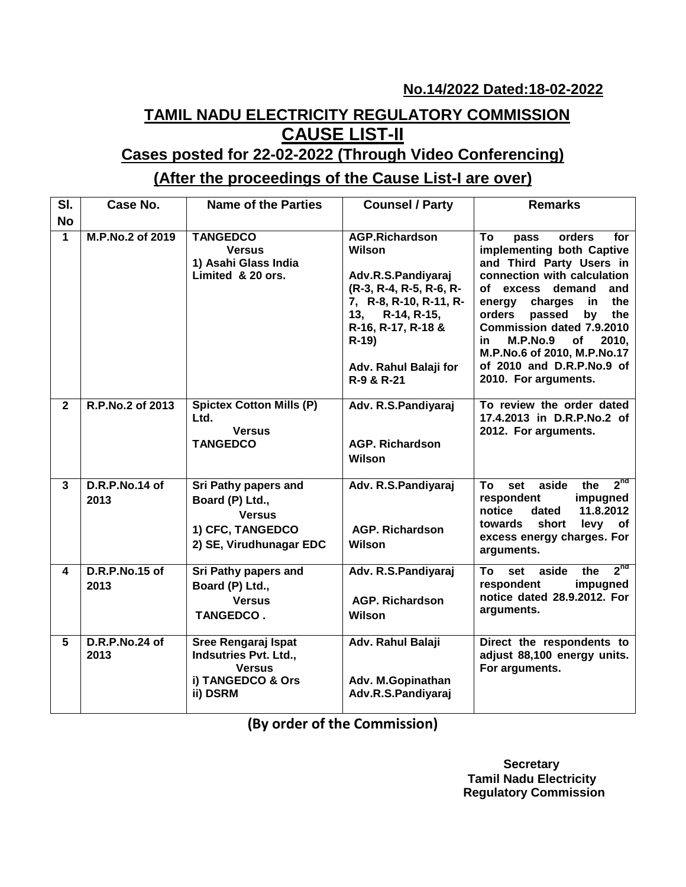**No.14/2022 Dated:18-02-2022**

# TAMIL NADU ELECTRICITY REGULATORY COMMISSION

## CAUSE LIST-II

### Cases posted for 22-02-2022 (Through Video Conferencing)

### (After the proceedings of the Cause List-I are over)

| Sl. No | Case No. | Name of the Parties | Counsel / Party | Remarks |
|---|---|---|---|---|
| 1 | M.P.No.2 of 2019 | TANGEDCO<br>Versus<br>1) Asahi Glass India Limited & 20 ors. | AGP.Richardson Wilson<br><br>Adv.R.S.Pandiyaraj (R-3, R-4, R-5, R-6, R-7, R-8, R-10, R-11, R-13, R-14, R-15, R-16, R-17, R-18 & R-19)<br><br>Adv. Rahul Balaji for R-9 & R-21 | To pass orders for implementing both Captive and Third Party Users in connection with calculation of excess demand and energy charges in the orders passed by the Commission dated 7.9.2010 in M.P.No.9 of 2010, M.P.No.6 of 2010, M.P.No.17 of 2010 and D.R.P.No.9 of 2010. For arguments. |
| 2 | R.P.No.2 of 2013 | Spictex Cotton Mills (P) Ltd.<br>Versus<br>TANGEDCO | Adv. R.S.Pandiyaraj<br><br>AGP. Richardson Wilson | To review the order dated 17.4.2013 in D.R.P.No.2 of 2012. For arguments. |
| 3 | D.R.P.No.14 of 2013 | Sri Pathy papers and Board (P) Ltd.,<br>Versus<br>1) CFC, TANGEDCO<br>2) SE, Virudhunagar EDC | Adv. R.S.Pandiyaraj<br><br>AGP. Richardson Wilson | To set aside the 2nd respondent impugned notice dated 11.8.2012 towards short levy of excess energy charges. For arguments. |
| 4 | D.R.P.No.15 of 2013 | Sri Pathy papers and Board (P) Ltd.,<br>Versus<br>TANGEDCO . | Adv. R.S.Pandiyaraj<br><br>AGP. Richardson Wilson | To set aside the 2nd respondent impugned notice dated 28.9.2012. For arguments. |
| 5 | D.R.P.No.24 of 2013 | Sree Rengaraj Ispat Indsutries Pvt. Ltd.,<br>Versus<br>i) TANGEDCO & Ors<br>ii) DSRM | Adv. Rahul Balaji<br><br>Adv. M.Gopinathan<br>Adv.R.S.Pandiyaraj | Direct the respondents to adjust 88,100 energy units. For arguments. |

**(By order of the Commission)**

**Secretary**
**Tamil Nadu Electricity Regulatory Commission**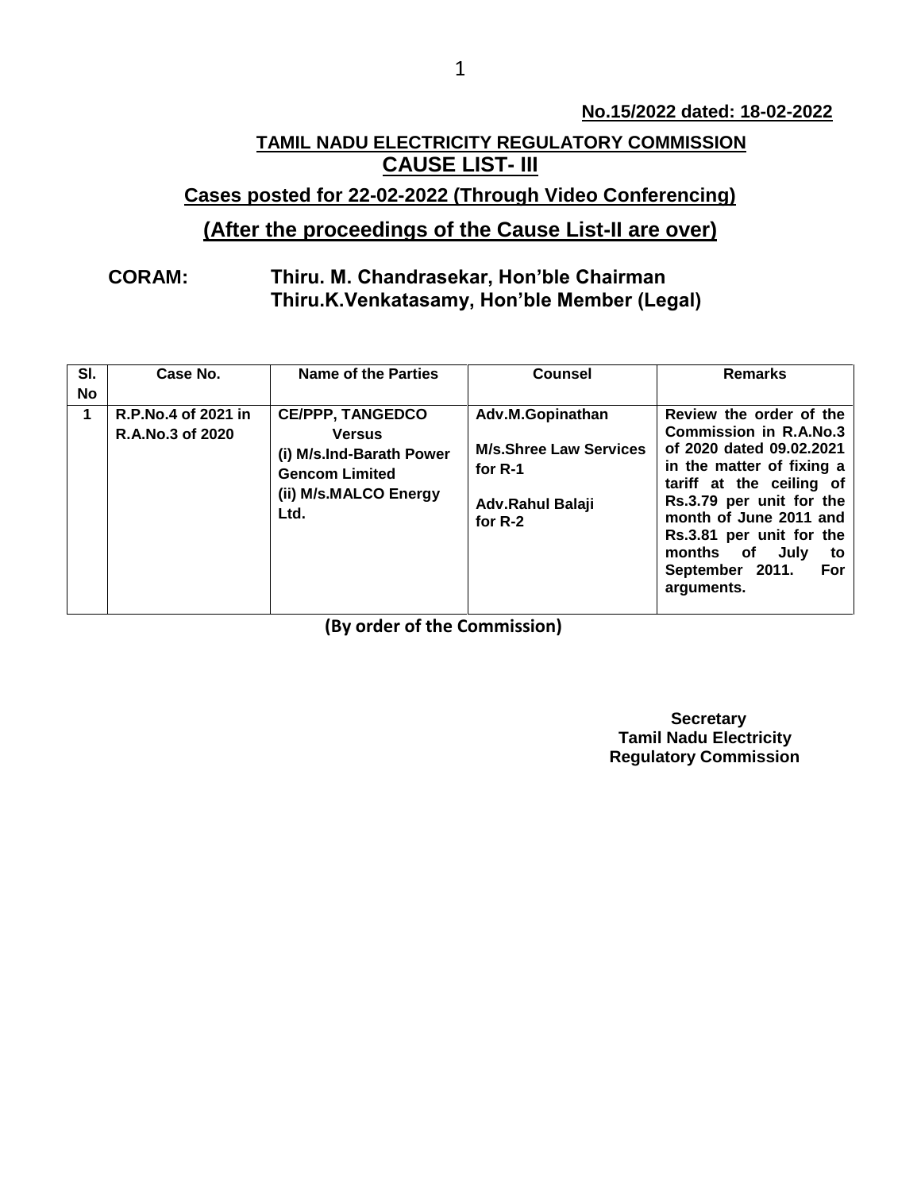**No.15/2022 dated: 18-02-2022**

## TAMIL NADU ELECTRICITY REGULATORY COMMISSION

## CAUSE LIST- III

### Cases posted for 22-02-2022 (Through Video Conferencing)

### (After the proceedings of the Cause List-II are over)

**CORAM: Thiru. M. Chandrasekar, Hon'ble Chairman**
**Thiru.K.Venkatasamy, Hon'ble Member (Legal)**

| Sl. No | Case No. | Name of the Parties | Counsel | Remarks |
|---|---|---|---|---|
| 1 | R.P.No.4 of 2021 in R.A.No.3 of 2020 | CE/PPP, TANGEDCO Versus (i) M/s.Ind-Barath Power Gencom Limited (ii) M/s.MALCO Energy Ltd. | Adv.M.Gopinathan<br>M/s.Shree Law Services for R-1<br>Adv.Rahul Balaji for R-2 | Review the order of the Commission in R.A.No.3 of 2020 dated 09.02.2021 in the matter of fixing a tariff at the ceiling of Rs.3.79 per unit for the month of June 2011 and Rs.3.81 per unit for the months of July to September 2011. For arguments. |

**(By order of the Commission)**

**Secretary**
**Tamil Nadu Electricity Regulatory Commission**